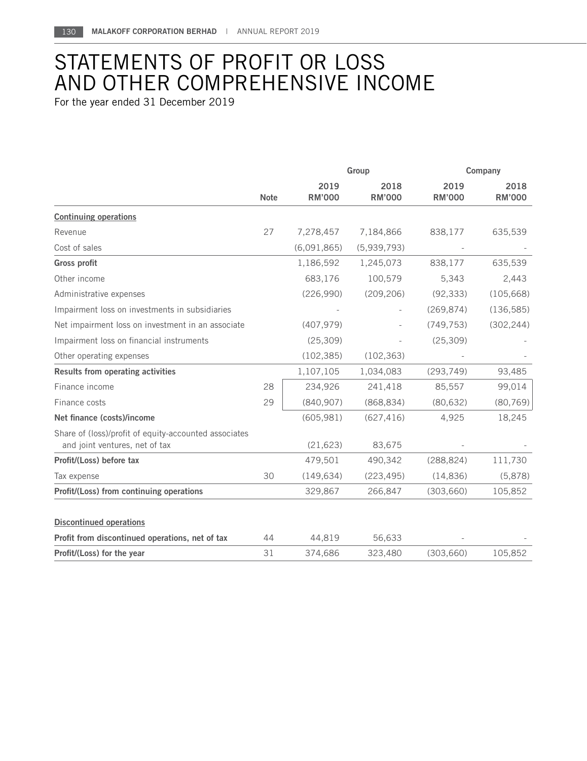# STATEMENTS OF PROFIT OR LOSS AND OTHER COMPREHENSIVE INCOME

For the year ended 31 December 2019

| | | Group | | Company | |
|---|---|---|---|---|---|
| | Note | 2019 RM'000 | 2018 RM'000 | 2019 RM'000 | 2018 RM'000 |
| <u>Continuing operations</u> | | | | | |
| Revenue | 27 | 7,278,457 | 7,184,866 | 838,177 | 635,539 |
| Cost of sales | | (6,091,865) | (5,939,793) | - | - |
| **Gross profit** | | 1,186,592 | 1,245,073 | 838,177 | 635,539 |
| Other income | | 683,176 | 100,579 | 5,343 | 2,443 |
| Administrative expenses | | (226,990) | (209,206) | (92,333) | (105,668) |
| Impairment loss on investments in subsidiaries | | - | - | (269,874) | (136,585) |
| Net impairment loss on investment in an associate | | (407,979) | - | (749,753) | (302,244) |
| Impairment loss on financial instruments | | (25,309) | - | (25,309) | - |
| Other operating expenses | | (102,385) | (102,363) | - | - |
| **Results from operating activities** | | 1,107,105 | 1,034,083 | (293,749) | 93,485 |
| Finance income | 28 | 234,926 | 241,418 | 85,557 | 99,014 |
| Finance costs | 29 | (840,907) | (868,834) | (80,632) | (80,769) |
| **Net finance (costs)/income** | | (605,981) | (627,416) | 4,925 | 18,245 |
| Share of (loss)/profit of equity-accounted associates and joint ventures, net of tax | | (21,623) | 83,675 | - | - |
| **Profit/(Loss) before tax** | | 479,501 | 490,342 | (288,824) | 111,730 |
| Tax expense | 30 | (149,634) | (223,495) | (14,836) | (5,878) |
| **Profit/(Loss) from continuing operations** | | 329,867 | 266,847 | (303,660) | 105,852 |
| | | | | | |
| <u>Discontinued operations</u> | | | | | |
| **Profit from discontinued operations, net of tax** | 44 | 44,819 | 56,633 | - | - |
| **Profit/(Loss) for the year** | 31 | 374,686 | 323,480 | (303,660) | 105,852 |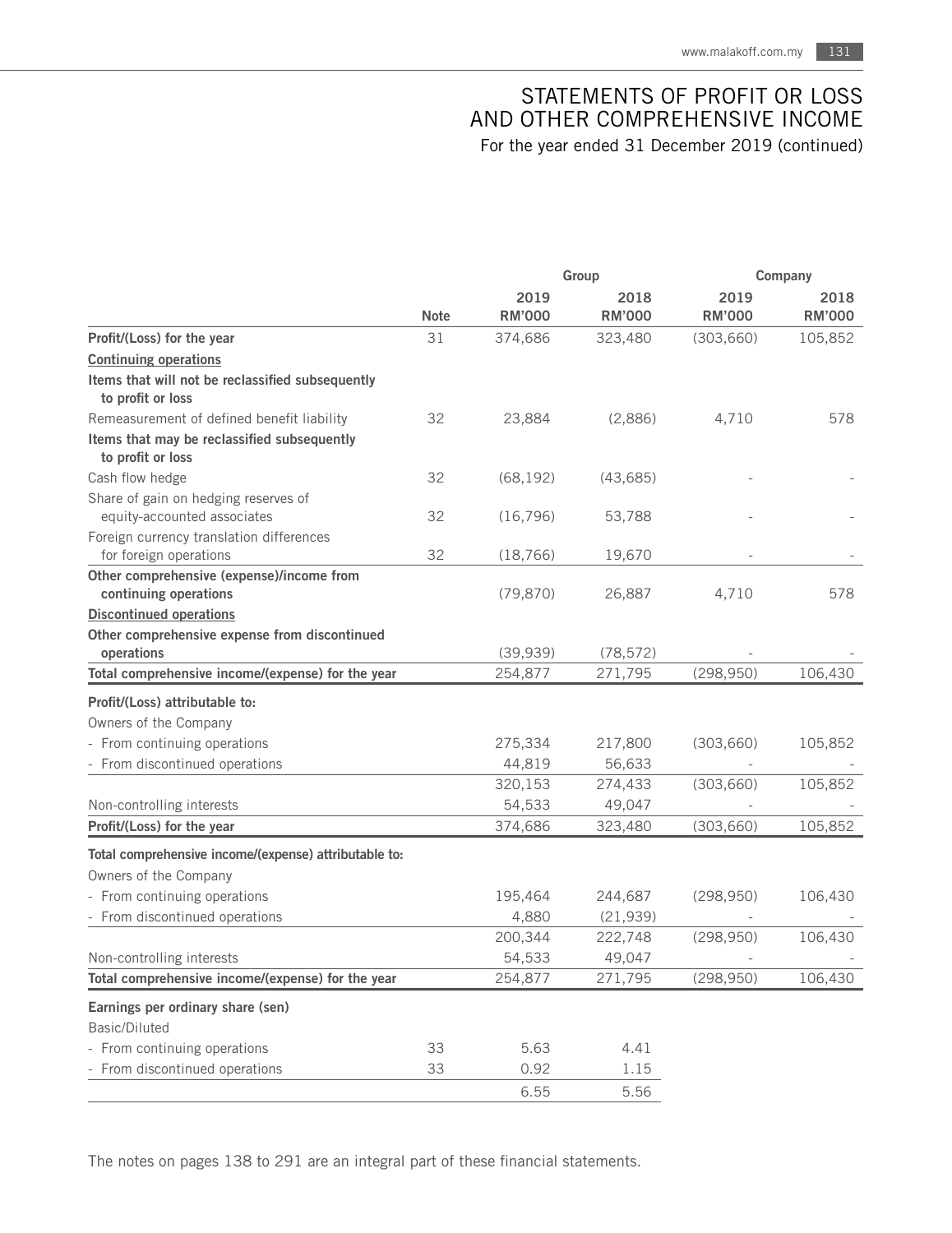# STATEMENTS OF PROFIT OR LOSS AND OTHER COMPREHENSIVE INCOME

For the year ended 31 December 2019 (continued)

| | | Group | | Company | |
|---|---|---|---|---|---|
| | Note | 2019 RM'000 | 2018 RM'000 | 2019 RM'000 | 2018 RM'000 |
| **Profit/(Loss) for the year** | 31 | 374,686 | 323,480 | (303,660) | 105,852 |
| **Continuing operations** | | | | | |
| **Items that will not be reclassified subsequently to profit or loss** | | | | | |
| Remeasurement of defined benefit liability | 32 | 23,884 | (2,886) | 4,710 | 578 |
| **Items that may be reclassified subsequently to profit or loss** | | | | | |
| Cash flow hedge | 32 | (68,192) | (43,685) | - | - |
| Share of gain on hedging reserves of equity-accounted associates | 32 | (16,796) | 53,788 | - | - |
| Foreign currency translation differences for foreign operations | 32 | (18,766) | 19,670 | - | - |
| **Other comprehensive (expense)/income from continuing operations** | | (79,870) | 26,887 | 4,710 | 578 |
| **Discontinued operations** | | | | | |
| **Other comprehensive expense from discontinued operations** | | (39,939) | (78,572) | - | - |
| **Total comprehensive income/(expense) for the year** | | 254,877 | 271,795 | (298,950) | 106,430 |
| **Profit/(Loss) attributable to:** | | | | | |
| Owners of the Company | | | | | |
| - From continuing operations | | 275,334 | 217,800 | (303,660) | 105,852 |
| - From discontinued operations | | 44,819 | 56,633 | - | - |
| | | 320,153 | 274,433 | (303,660) | 105,852 |
| Non-controlling interests | | 54,533 | 49,047 | - | - |
| **Profit/(Loss) for the year** | | 374,686 | 323,480 | (303,660) | 105,852 |
| **Total comprehensive income/(expense) attributable to:** | | | | | |
| Owners of the Company | | | | | |
| - From continuing operations | | 195,464 | 244,687 | (298,950) | 106,430 |
| - From discontinued operations | | 4,880 | (21,939) | - | - |
| | | 200,344 | 222,748 | (298,950) | 106,430 |
| Non-controlling interests | | 54,533 | 49,047 | - | - |
| **Total comprehensive income/(expense) for the year** | | 254,877 | 271,795 | (298,950) | 106,430 |
| **Earnings per ordinary share (sen)** | | | | | |
| Basic/Diluted | | | | | |
| - From continuing operations | 33 | 5.63 | 4.41 | | |
| - From discontinued operations | 33 | 0.92 | 1.15 | | |
| | | 6.55 | 5.56 | | |

The notes on pages 138 to 291 are an integral part of these financial statements.